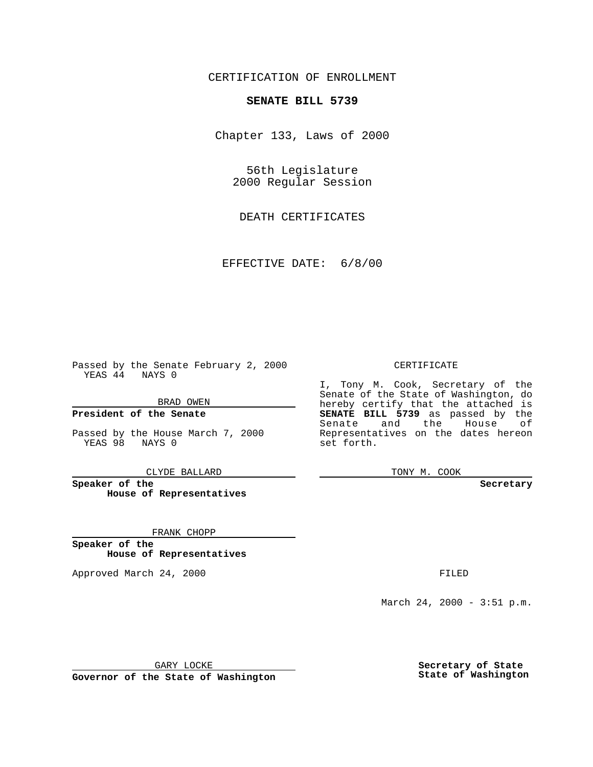CERTIFICATION OF ENROLLMENT

**SENATE BILL 5739**

Chapter 133, Laws of 2000

56th Legislature
2000 Regular Session

DEATH CERTIFICATES

EFFECTIVE DATE: 6/8/00

Passed by the Senate February 2, 2000
YEAS 44 NAYS 0

BRAD OWEN

**President of the Senate**

Passed by the House March 7, 2000
YEAS 98 NAYS 0

CLYDE BALLARD

**Speaker of the House of Representatives**

FRANK CHOPP

**Speaker of the House of Representatives**

Approved March 24, 2000

GARY LOCKE

**Governor of the State of Washington**

CERTIFICATE

I, Tony M. Cook, Secretary of the Senate of the State of Washington, do hereby certify that the attached is **SENATE BILL 5739** as passed by the Senate and the House of Representatives on the dates hereon set forth.

TONY M. COOK

**Secretary**

FILED

March 24, 2000 - 3:51 p.m.

**Secretary of State**
**State of Washington**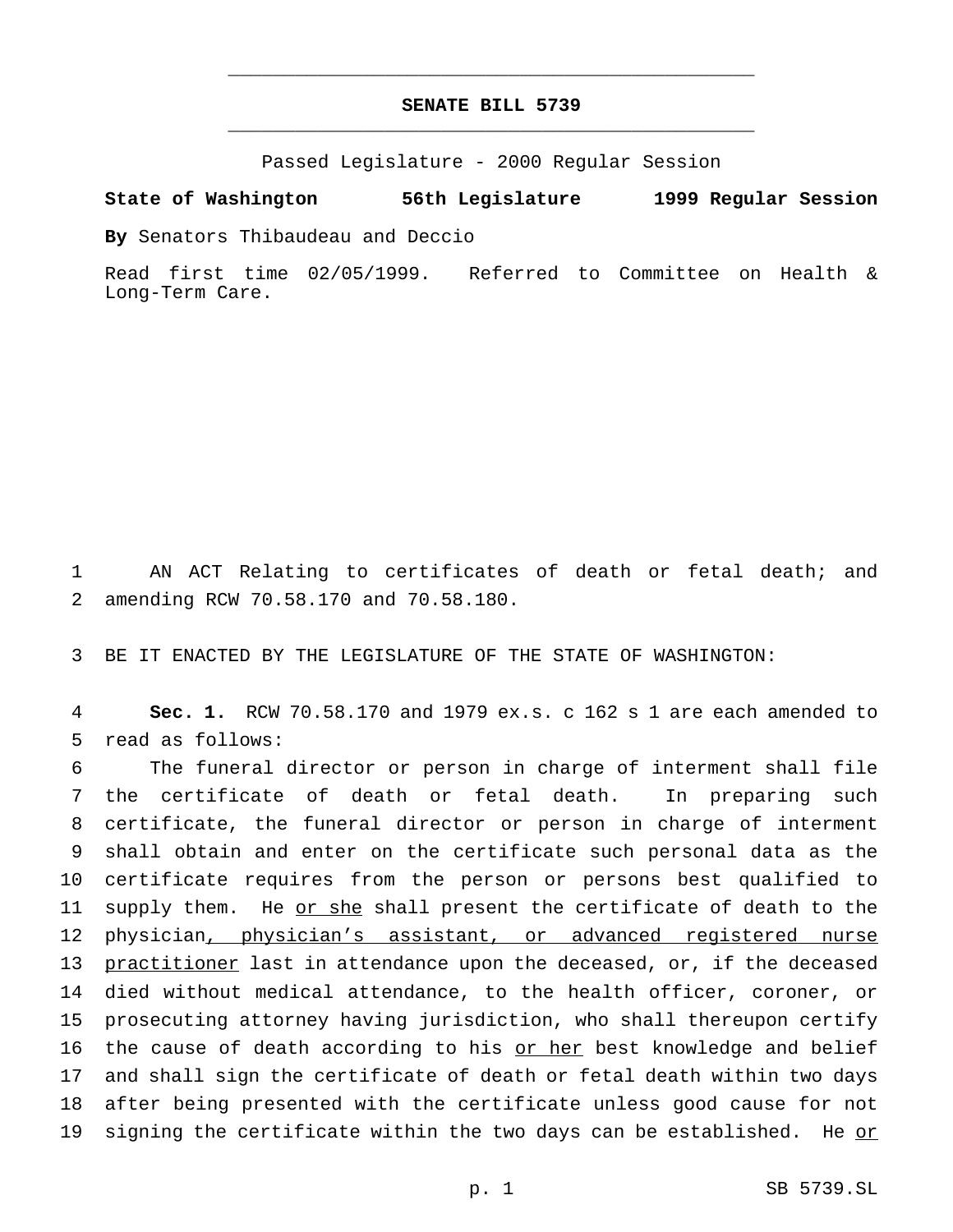# SENATE BILL 5739

Passed Legislature - 2000 Regular Session

**State of Washington 56th Legislature 1999 Regular Session**

**By** Senators Thibaudeau and Deccio

Read first time 02/05/1999. Referred to Committee on Health & Long-Term Care.

1 AN ACT Relating to certificates of death or fetal death; and
2 amending RCW 70.58.170 and 70.58.180.

3 BE IT ENACTED BY THE LEGISLATURE OF THE STATE OF WASHINGTON:

4 **Sec. 1.** RCW 70.58.170 and 1979 ex.s. c 162 s 1 are each amended to
5 read as follows:

6 The funeral director or person in charge of interment shall file
7 the certificate of death or fetal death. In preparing such
8 certificate, the funeral director or person in charge of interment
9 shall obtain and enter on the certificate such personal data as the
10 certificate requires from the person or persons best qualified to
11 supply them. He <u>or she</u> shall present the certificate of death to the
12 physician<u>, physician's assistant, or advanced registered nurse</u>
13 <u>practitioner</u> last in attendance upon the deceased, or, if the deceased
14 died without medical attendance, to the health officer, coroner, or
15 prosecuting attorney having jurisdiction, who shall thereupon certify
16 the cause of death according to his <u>or her</u> best knowledge and belief
17 and shall sign the certificate of death or fetal death within two days
18 after being presented with the certificate unless good cause for not
19 signing the certificate within the two days can be established. He <u>or</u>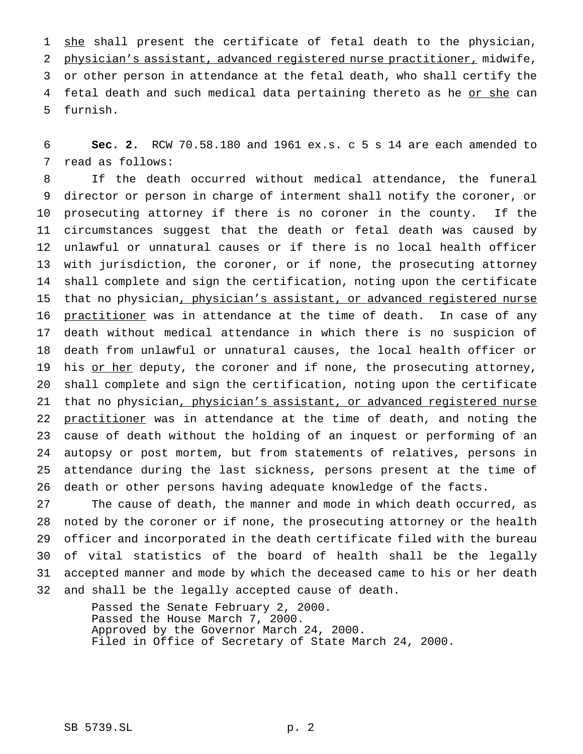she shall present the certificate of fetal death to the physician, physician's assistant, advanced registered nurse practitioner, midwife, or other person in attendance at the fetal death, who shall certify the fetal death and such medical data pertaining thereto as he or she can furnish.

**Sec. 2.** RCW 70.58.180 and 1961 ex.s. c 5 s 14 are each amended to read as follows:

If the death occurred without medical attendance, the funeral director or person in charge of interment shall notify the coroner, or prosecuting attorney if there is no coroner in the county. If the circumstances suggest that the death or fetal death was caused by unlawful or unnatural causes or if there is no local health officer with jurisdiction, the coroner, or if none, the prosecuting attorney shall complete and sign the certification, noting upon the certificate that no physician, physician's assistant, or advanced registered nurse practitioner was in attendance at the time of death. In case of any death without medical attendance in which there is no suspicion of death from unlawful or unnatural causes, the local health officer or his or her deputy, the coroner and if none, the prosecuting attorney, shall complete and sign the certification, noting upon the certificate that no physician, physician's assistant, or advanced registered nurse practitioner was in attendance at the time of death, and noting the cause of death without the holding of an inquest or performing of an autopsy or post mortem, but from statements of relatives, persons in attendance during the last sickness, persons present at the time of death or other persons having adequate knowledge of the facts.

The cause of death, the manner and mode in which death occurred, as noted by the coroner or if none, the prosecuting attorney or the health officer and incorporated in the death certificate filed with the bureau of vital statistics of the board of health shall be the legally accepted manner and mode by which the deceased came to his or her death and shall be the legally accepted cause of death.

Passed the Senate February 2, 2000.
Passed the House March 7, 2000.
Approved by the Governor March 24, 2000.
Filed in Office of Secretary of State March 24, 2000.